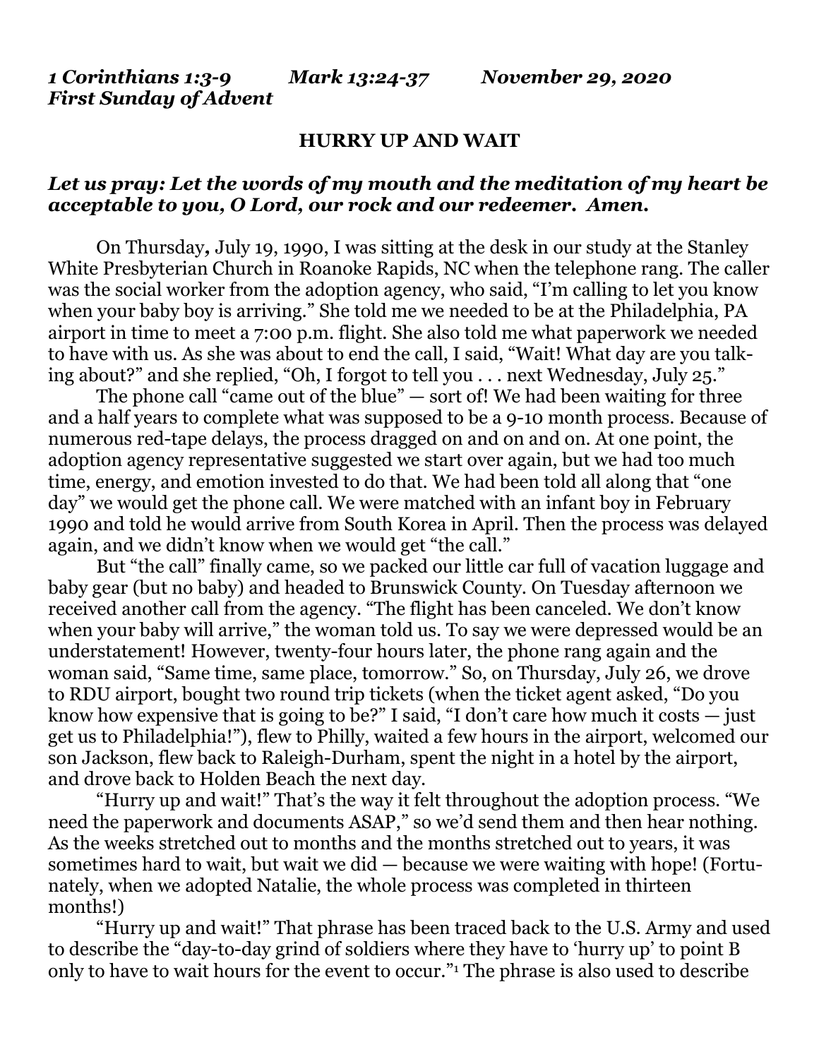*1 Corinthians 1:3-9 Mark 13:24-37 November 29, 2020*
*First Sunday of Advent*

**HURRY UP AND WAIT**

***Let us pray: Let the words of my mouth and the meditation of my heart be acceptable to you, O Lord, our rock and our redeemer. Amen.***

On Thursday**,** July 19, 1990, I was sitting at the desk in our study at the Stanley White Presbyterian Church in Roanoke Rapids, NC when the telephone rang. The caller was the social worker from the adoption agency, who said, "I'm calling to let you know when your baby boy is arriving." She told me we needed to be at the Philadelphia, PA airport in time to meet a 7:00 p.m. flight. She also told me what paperwork we needed to have with us. As she was about to end the call, I said, "Wait! What day are you talking about?" and she replied, "Oh, I forgot to tell you . . . next Wednesday, July 25."

The phone call "came out of the blue" — sort of! We had been waiting for three and a half years to complete what was supposed to be a 9-10 month process. Because of numerous red-tape delays, the process dragged on and on and on. At one point, the adoption agency representative suggested we start over again, but we had too much time, energy, and emotion invested to do that. We had been told all along that "one day" we would get the phone call. We were matched with an infant boy in February 1990 and told he would arrive from South Korea in April. Then the process was delayed again, and we didn't know when we would get "the call."

But "the call" finally came, so we packed our little car full of vacation luggage and baby gear (but no baby) and headed to Brunswick County. On Tuesday afternoon we received another call from the agency. "The flight has been canceled. We don't know when your baby will arrive," the woman told us. To say we were depressed would be an understatement! However, twenty-four hours later, the phone rang again and the woman said, "Same time, same place, tomorrow." So, on Thursday, July 26, we drove to RDU airport, bought two round trip tickets (when the ticket agent asked, "Do you know how expensive that is going to be?" I said, "I don't care how much it costs — just get us to Philadelphia!"), flew to Philly, waited a few hours in the airport, welcomed our son Jackson, flew back to Raleigh-Durham, spent the night in a hotel by the airport, and drove back to Holden Beach the next day.

"Hurry up and wait!" That's the way it felt throughout the adoption process. "We need the paperwork and documents ASAP," so we'd send them and then hear nothing. As the weeks stretched out to months and the months stretched out to years, it was sometimes hard to wait, but wait we did — because we were waiting with hope! (Fortunately, when we adopted Natalie, the whole process was completed in thirteen months!)

"Hurry up and wait!" That phrase has been traced back to the U.S. Army and used to describe the "day-to-day grind of soldiers where they have to 'hurry up' to point B only to have to wait hours for the event to occur."[1] The phrase is also used to describe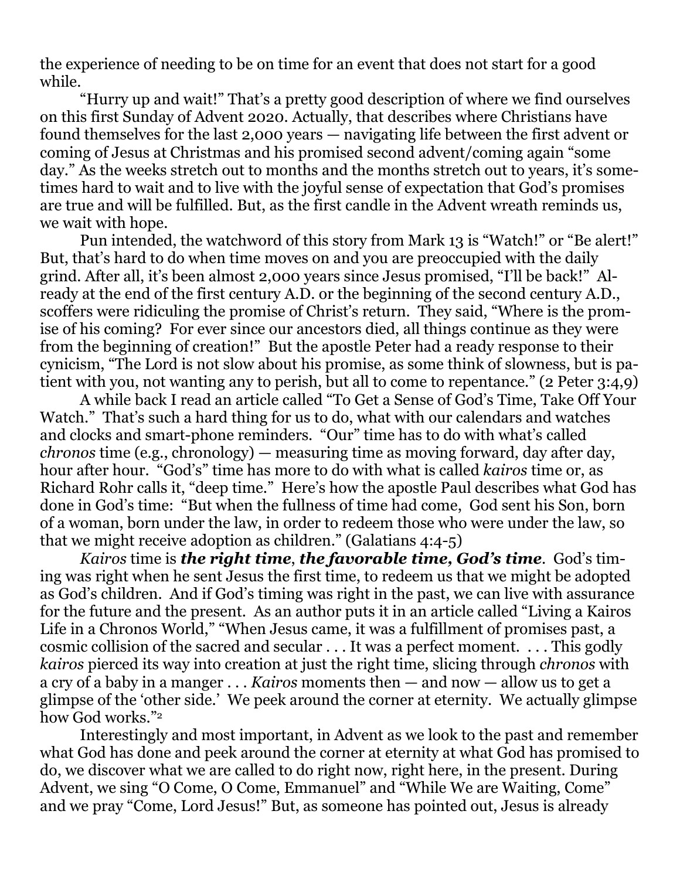the experience of needing to be on time for an event that does not start for a good while.

"Hurry up and wait!" That's a pretty good description of where we find ourselves on this first Sunday of Advent 2020. Actually, that describes where Christians have found themselves for the last 2,000 years — navigating life between the first advent or coming of Jesus at Christmas and his promised second advent/coming again "some day." As the weeks stretch out to months and the months stretch out to years, it's sometimes hard to wait and to live with the joyful sense of expectation that God's promises are true and will be fulfilled. But, as the first candle in the Advent wreath reminds us, we wait with hope.

Pun intended, the watchword of this story from Mark 13 is "Watch!" or "Be alert!" But, that's hard to do when time moves on and you are preoccupied with the daily grind. After all, it's been almost 2,000 years since Jesus promised, "I'll be back!" Already at the end of the first century A.D. or the beginning of the second century A.D., scoffers were ridiculing the promise of Christ's return. They said, "Where is the promise of his coming? For ever since our ancestors died, all things continue as they were from the beginning of creation!" But the apostle Peter had a ready response to their cynicism, "The Lord is not slow about his promise, as some think of slowness, but is patient with you, not wanting any to perish, but all to come to repentance." (2 Peter 3:4,9)

A while back I read an article called "To Get a Sense of God's Time, Take Off Your Watch." That's such a hard thing for us to do, what with our calendars and watches and clocks and smart-phone reminders. "Our" time has to do with what's called *chronos* time (e.g., chronology) — measuring time as moving forward, day after day, hour after hour. "God's" time has more to do with what is called *kairos* time or, as Richard Rohr calls it, "deep time." Here's how the apostle Paul describes what God has done in God's time: "But when the fullness of time had come, God sent his Son, born of a woman, born under the law, in order to redeem those who were under the law, so that we might receive adoption as children." (Galatians 4:4-5)

*Kairos* time is ***the right time***, ***the favorable time, God's time***. God's timing was right when he sent Jesus the first time, to redeem us that we might be adopted as God's children. And if God's timing was right in the past, we can live with assurance for the future and the present. As an author puts it in an article called "Living a Kairos Life in a Chronos World," "When Jesus came, it was a fulfillment of promises past, a cosmic collision of the sacred and secular . . . It was a perfect moment. . . . This godly *kairos* pierced its way into creation at just the right time, slicing through *chronos* with a cry of a baby in a manger . . . *Kairos* moments then — and now — allow us to get a glimpse of the 'other side.' We peek around the corner at eternity. We actually glimpse how God works."[2]

Interestingly and most important, in Advent as we look to the past and remember what God has done and peek around the corner at eternity at what God has promised to do, we discover what we are called to do right now, right here, in the present. During Advent, we sing "O Come, O Come, Emmanuel" and "While We are Waiting, Come" and we pray "Come, Lord Jesus!" But, as someone has pointed out, Jesus is already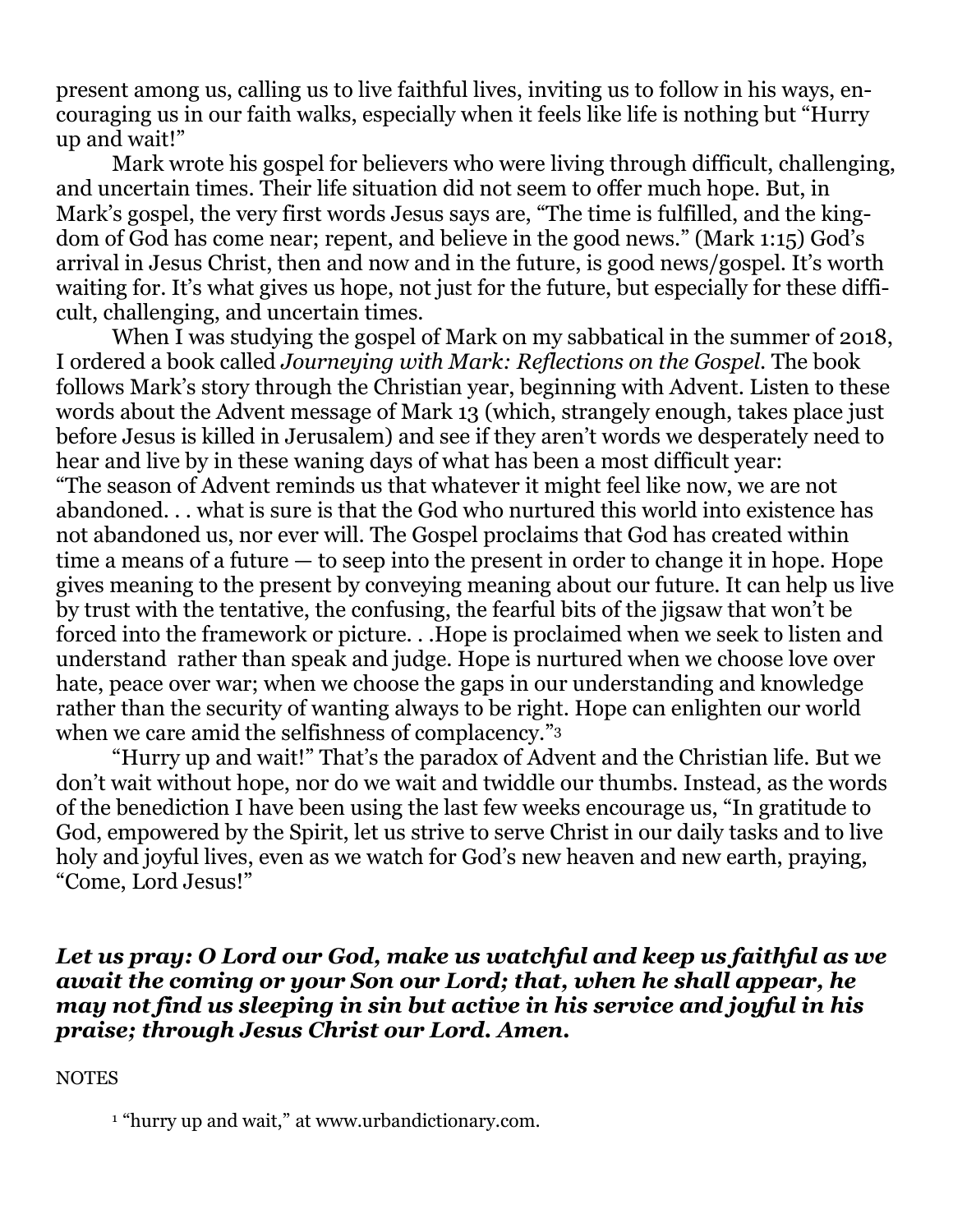present among us, calling us to live faithful lives, inviting us to follow in his ways, encouraging us in our faith walks, especially when it feels like life is nothing but "Hurry up and wait!"

Mark wrote his gospel for believers who were living through difficult, challenging, and uncertain times. Their life situation did not seem to offer much hope. But, in Mark's gospel, the very first words Jesus says are, "The time is fulfilled, and the kingdom of God has come near; repent, and believe in the good news." (Mark 1:15) God's arrival in Jesus Christ, then and now and in the future, is good news/gospel. It's worth waiting for. It's what gives us hope, not just for the future, but especially for these difficult, challenging, and uncertain times.

When I was studying the gospel of Mark on my sabbatical in the summer of 2018, I ordered a book called *Journeying with Mark: Reflections on the Gospel*. The book follows Mark's story through the Christian year, beginning with Advent. Listen to these words about the Advent message of Mark 13 (which, strangely enough, takes place just before Jesus is killed in Jerusalem) and see if they aren't words we desperately need to hear and live by in these waning days of what has been a most difficult year:

"The season of Advent reminds us that whatever it might feel like now, we are not abandoned. . . what is sure is that the God who nurtured this world into existence has not abandoned us, nor ever will. The Gospel proclaims that God has created within time a means of a future — to seep into the present in order to change it in hope. Hope gives meaning to the present by conveying meaning about our future. It can help us live by trust with the tentative, the confusing, the fearful bits of the jigsaw that won't be forced into the framework or picture. . .Hope is proclaimed when we seek to listen and understand rather than speak and judge. Hope is nurtured when we choose love over hate, peace over war; when we choose the gaps in our understanding and knowledge rather than the security of wanting always to be right. Hope can enlighten our world when we care amid the selfishness of complacency."[3]

"Hurry up and wait!" That's the paradox of Advent and the Christian life. But we don't wait without hope, nor do we wait and twiddle our thumbs. Instead, as the words of the benediction I have been using the last few weeks encourage us, "In gratitude to God, empowered by the Spirit, let us strive to serve Christ in our daily tasks and to live holy and joyful lives, even as we watch for God's new heaven and new earth, praying, "Come, Lord Jesus!"

***Let us pray: O Lord our God, make us watchful and keep us faithful as we await the coming or your Son our Lord; that, when he shall appear, he may not find us sleeping in sin but active in his service and joyful in his praise; through Jesus Christ our Lord. Amen.***

NOTES

[1] "hurry up and wait," at www.urbandictionary.com.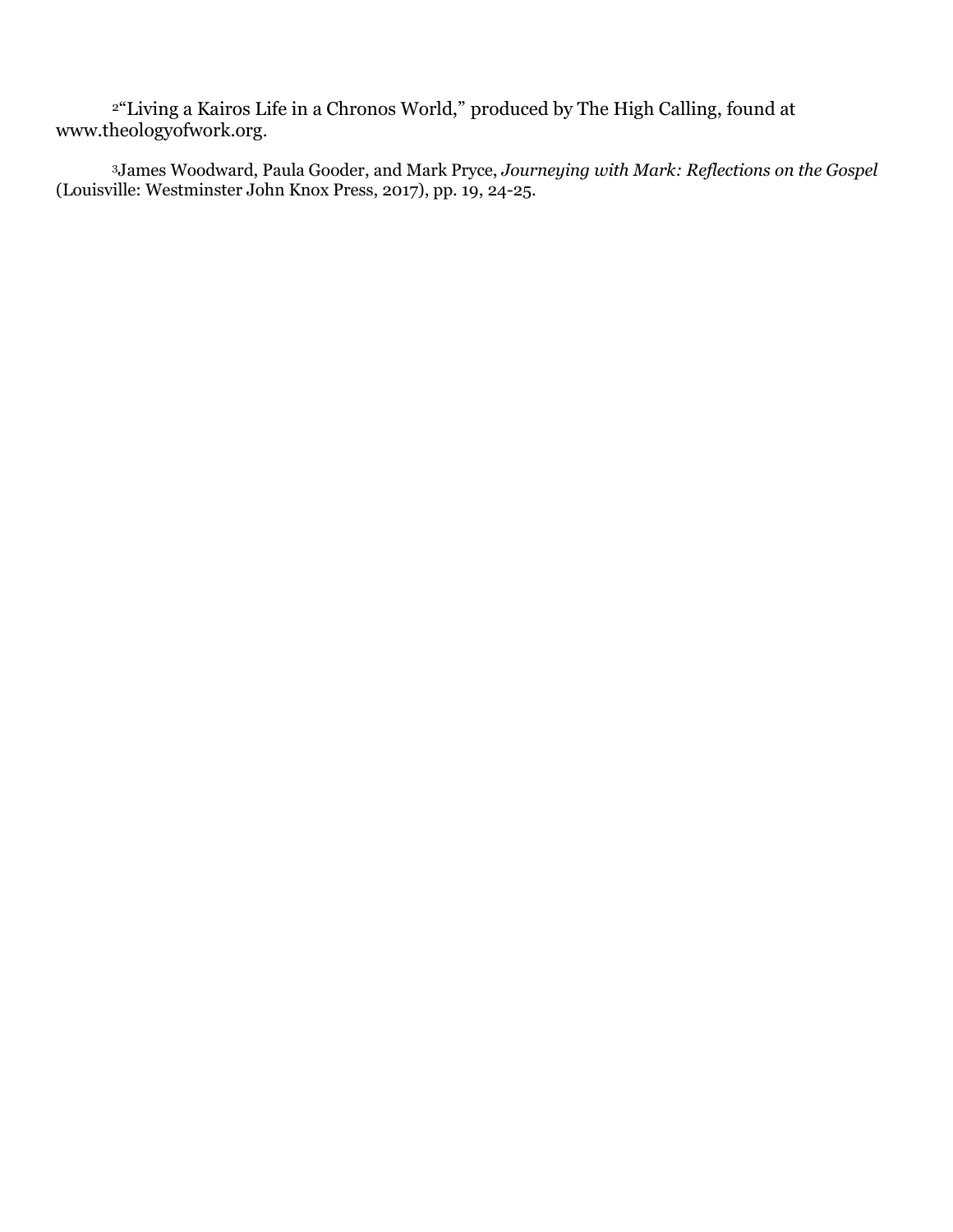[2]"Living a Kairos Life in a Chronos World," produced by The High Calling, found at www.theologyofwork.org.

[3]James Woodward, Paula Gooder, and Mark Pryce, *Journeying with Mark: Reflections on the Gospel* (Louisville: Westminster John Knox Press, 2017), pp. 19, 24-25.